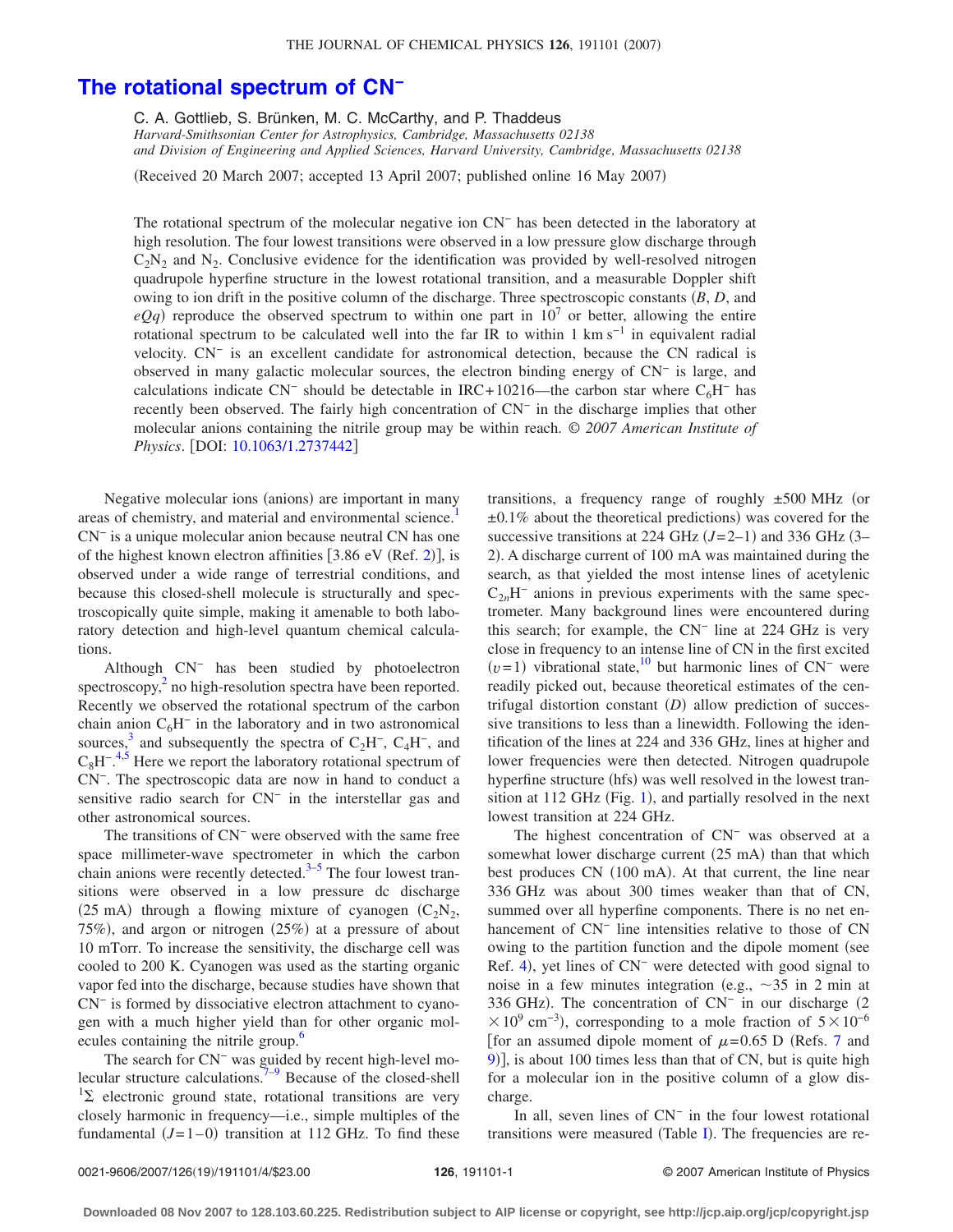# The rotational spectrum of $CN^-$

C. A. Gottlieb, S. Brünken, M. C. McCarthy, and P. Thaddeus

*Harvard-Smithsonian Center for Astrophysics, Cambridge, Massachusetts 02138*
*and Division of Engineering and Applied Sciences, Harvard University, Cambridge, Massachusetts 02138*

(Received 20 March 2007; accepted 13 April 2007; published online 16 May 2007)

The rotational spectrum of the molecular negative ion $CN^-$ has been detected in the laboratory at high resolution. The four lowest transitions were observed in a low pressure glow discharge through $C_2N_2$ and $N_2$. Conclusive evidence for the identification was provided by well-resolved nitrogen quadrupole hyperfine structure in the lowest rotational transition, and a measurable Doppler shift owing to ion drift in the positive column of the discharge. Three spectroscopic constants ($B$, $D$, and $eQq$) reproduce the observed spectrum to within one part in $10^7$ or better, allowing the entire rotational spectrum to be calculated well into the far IR to within 1 km s$^{-1}$ in equivalent radial velocity. $CN^-$ is an excellent candidate for astronomical detection, because the CN radical is observed in many galactic molecular sources, the electron binding energy of $CN^-$ is large, and calculations indicate $CN^-$ should be detectable in IRC+10216—the carbon star where $C_6H^-$ has recently been observed. The fairly high concentration of $CN^-$ in the discharge implies that other molecular anions containing the nitrile group may be within reach. © *2007 American Institute of Physics*. [DOI: 10.1063/1.2737442]

Negative molecular ions (anions) are important in many areas of chemistry, and material and environmental science.[1] $CN^-$ is a unique molecular anion because neutral CN has one of the highest known electron affinities [3.86 eV (Ref. 2)], is observed under a wide range of terrestrial conditions, and because this closed-shell molecule is structurally and spectroscopically quite simple, making it amenable to both laboratory detection and high-level quantum chemical calculations.

Although $CN^-$ has been studied by photoelectron spectroscopy,[2] no high-resolution spectra have been reported. Recently we observed the rotational spectrum of the carbon chain anion $C_6H^-$ in the laboratory and in two astronomical sources,[3] and subsequently the spectra of $C_2H^-$, $C_4H^-$, and $C_8H^-$.[4,5] Here we report the laboratory rotational spectrum of $CN^-$. The spectroscopic data are now in hand to conduct a sensitive radio search for $CN^-$ in the interstellar gas and other astronomical sources.

The transitions of $CN^-$ were observed with the same free space millimeter-wave spectrometer in which the carbon chain anions were recently detected.[3–5] The four lowest transitions were observed in a low pressure dc discharge (25 mA) through a flowing mixture of cyanogen ($C_2N_2$, 75%), and argon or nitrogen (25%) at a pressure of about 10 mTorr. To increase the sensitivity, the discharge cell was cooled to 200 K. Cyanogen was used as the starting organic vapor fed into the discharge, because studies have shown that $CN^-$ is formed by dissociative electron attachment to cyanogen with a much higher yield than for other organic molecules containing the nitrile group.[6]

The search for $CN^-$ was guided by recent high-level molecular structure calculations.[7–9] Because of the closed-shell $^1\Sigma$ electronic ground state, rotational transitions are very closely harmonic in frequency—i.e., simple multiples of the fundamental ($J=1-0$) transition at 112 GHz. To find these transitions, a frequency range of roughly ±500 MHz (or ±0.1% about the theoretical predictions) was covered for the successive transitions at 224 GHz ($J=2-1$) and 336 GHz (3–2). A discharge current of 100 mA was maintained during the search, as that yielded the most intense lines of acetylenic $C_{2n}H^-$ anions in previous experiments with the same spectrometer. Many background lines were encountered during this search; for example, the $CN^-$ line at 224 GHz is very close in frequency to an intense line of CN in the first excited ($v=1$) vibrational state,[10] but harmonic lines of $CN^-$ were readily picked out, because theoretical estimates of the centrifugal distortion constant ($D$) allow prediction of successive transitions to less than a linewidth. Following the identification of the lines at 224 and 336 GHz, lines at higher and lower frequencies were then detected. Nitrogen quadrupole hyperfine structure (hfs) was well resolved in the lowest transition at 112 GHz (Fig. 1), and partially resolved in the next lowest transition at 224 GHz.

The highest concentration of $CN^-$ was observed at a somewhat lower discharge current (25 mA) than that which best produces CN (100 mA). At that current, the line near 336 GHz was about 300 times weaker than that of CN, summed over all hyperfine components. There is no net enhancement of $CN^-$ line intensities relative to those of CN owing to the partition function and the dipole moment (see Ref. 4), yet lines of $CN^-$ were detected with good signal to noise in a few minutes integration (e.g., ~35 in 2 min at 336 GHz). The concentration of $CN^-$ in our discharge ($2\times10^9$ cm$^{-3}$), corresponding to a mole fraction of $5\times10^{-6}$ [for an assumed dipole moment of $\mu=0.65$ D (Refs. 7 and 9)], is about 100 times less than that of CN, but is quite high for a molecular ion in the positive column of a glow discharge.

In all, seven lines of $CN^-$ in the four lowest rotational transitions were measured (Table I). The frequencies are re-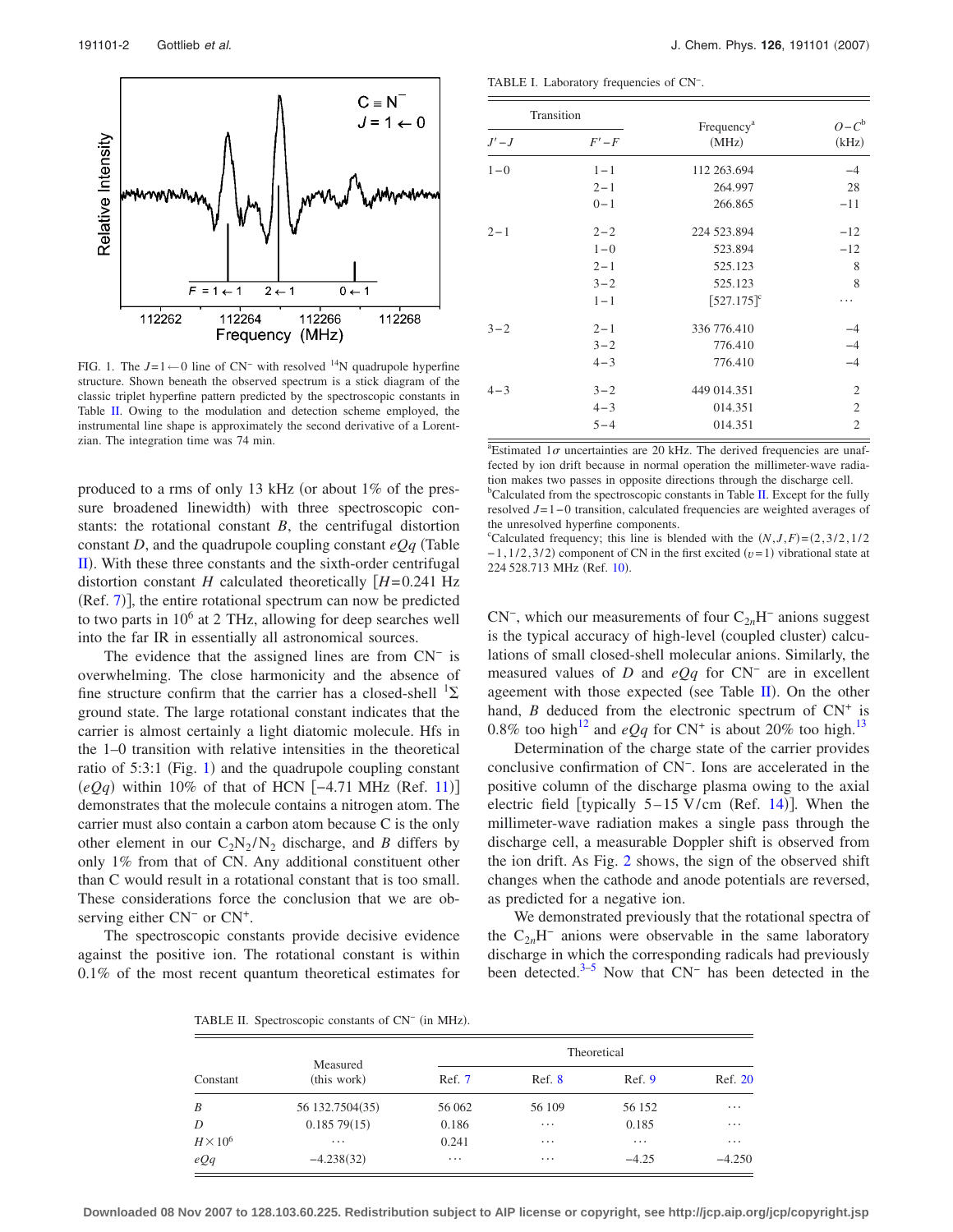FIG. 1. The $J=1\leftarrow0$ line of $CN^-$ with resolved $^{14}N$ quadrupole hyperfine structure. Shown beneath the observed spectrum is a stick diagram of the classic triplet hyperfine pattern predicted by the spectroscopic constants in Table II. Owing to the modulation and detection scheme employed, the instrumental line shape is approximately the second derivative of a Lorentzian. The integration time was 74 min.

produced to a rms of only 13 kHz (or about 1% of the pressure broadened linewidth) with three spectroscopic constants: the rotational constant $B$, the centrifugal distortion constant $D$, and the quadrupole coupling constant $eQq$ (Table II). With these three constants and the sixth-order centrifugal distortion constant $H$ calculated theoretically [$H=0.241$ Hz (Ref. 7)], the entire rotational spectrum can now be predicted to two parts in $10^6$ at 2 THz, allowing for deep searches well into the far IR in essentially all astronomical sources.

The evidence that the assigned lines are from $CN^-$ is overwhelming. The close harmonicity and the absence of fine structure confirm that the carrier has a closed-shell $^1\Sigma$ ground state. The large rotational constant indicates that the carrier is almost certainly a light diatomic molecule. Hfs in the 1–0 transition with relative intensities in the theoretical ratio of 5:3:1 (Fig. 1) and the quadrupole coupling constant ($eQq$) within 10% of that of HCN [−4.71 MHz (Ref. 11)] demonstrates that the molecule contains a nitrogen atom. The carrier must also contain a carbon atom because C is the only other element in our $C_2N_2/N_2$ discharge, and $B$ differs by only 1% from that of CN. Any additional constituent other than C would result in a rotational constant that is too small. These considerations force the conclusion that we are observing either $CN^-$ or $CN^+$.

The spectroscopic constants provide decisive evidence against the positive ion. The rotational constant is within 0.1% of the most recent quantum theoretical estimates for $CN^-$, which our measurements of four $C_{2n}H^-$ anions suggest is the typical accuracy of high-level (coupled cluster) calculations of small closed-shell molecular anions. Similarly, the measured values of $D$ and $eQq$ for $CN^-$ are in excellent ageement with those expected (see Table II). On the other hand, $B$ deduced from the electronic spectrum of $CN^+$ is 0.8% too high[12] and $eQq$ for $CN^+$ is about 20% too high.[13]

Determination of the charge state of the carrier provides conclusive confirmation of $CN^-$. Ions are accelerated in the positive column of the discharge plasma owing to the axial electric field [typically 5–15 V/cm (Ref. 14)]. When the millimeter-wave radiation makes a single pass through the discharge cell, a measurable Doppler shift is observed from the ion drift. As Fig. 2 shows, the sign of the observed shift changes when the cathode and anode potentials are reversed, as predicted for a negative ion.

We demonstrated previously that the rotational spectra of the $C_{2n}H^-$ anions were observable in the same laboratory discharge in which the corresponding radicals had previously been detected.[3–5] Now that $CN^-$ has been detected in the

TABLE I. Laboratory frequencies of $CN^-$.

| Transition | | Frequency[a] | $O-C$[b] |
|---|---|---|---|
| $J'-J$ | $F'-F$ | (MHz) | (kHz) |
| 1−0 | 1−1 | 112 263.694 | −4 |
| | 2−1 | 264.997 | 28 |
| | 0−1 | 266.865 | −11 |
| 2−1 | 2−2 | 224 523.894 | −12 |
| | 1−0 | 523.894 | −12 |
| | 2−1 | 525.123 | 8 |
| | 3−2 | 525.123 | 8 |
| | 1−1 | [527.175][c] | ⋯ |
| 3−2 | 2−1 | 336 776.410 | −4 |
| | 3−2 | 776.410 | −4 |
| | 4−3 | 776.410 | −4 |
| 4−3 | 3−2 | 449 014.351 | 2 |
| | 4−3 | 014.351 | 2 |
| | 5−4 | 014.351 | 2 |

[a]Estimated $1\sigma$ uncertainties are 20 kHz. The derived frequencies are unaffected by ion drift because in normal operation the millimeter-wave radiation makes two passes in opposite directions through the discharge cell.
[b]Calculated from the spectroscopic constants in Table II. Except for the fully resolved $J=1-0$ transition, calculated frequencies are weighted averages of the unresolved hyperfine components.
[c]Calculated frequency; this line is blended with the $(N,J,F)=(2,3/2,1/2-1,1/2,3/2)$ component of CN in the first excited ($v=1$) vibrational state at 224 528.713 MHz (Ref. 10).

TABLE II. Spectroscopic constants of $CN^-$ (in MHz).

| Constant | Measured (this work) | Theoretical | | | |
|---|---|---|---|---|---|
| | | Ref. 7 | Ref. 8 | Ref. 9 | Ref. 20 |
| $B$ | 56 132.7504(35) | 56 062 | 56 109 | 56 152 | ⋯ |
| $D$ | 0.185 79(15) | 0.186 | ⋯ | 0.185 | ⋯ |
| $H\times10^6$ | ⋯ | 0.241 | ⋯ | ⋯ | ⋯ |
| $eQq$ | −4.238(32) | ⋯ | ⋯ | −4.25 | −4.250 |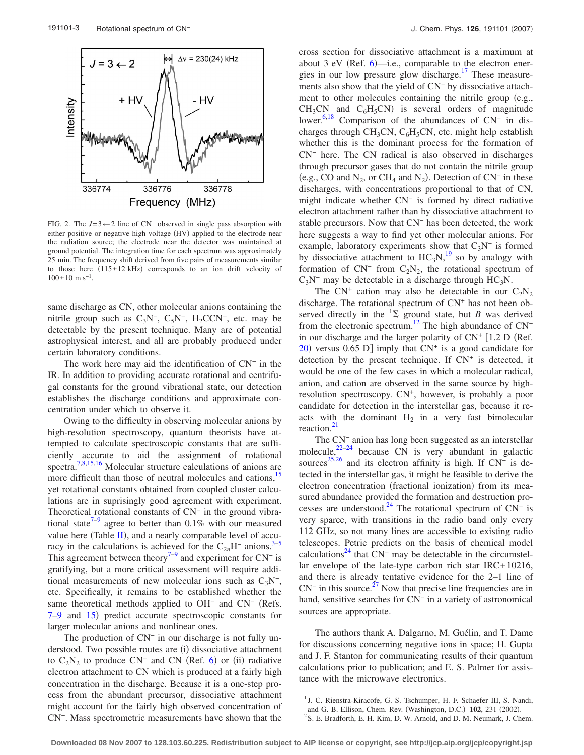FIG. 2. The $J=3\leftarrow 2$ line of $CN^-$ observed in single pass absorption with either positive or negative high voltage (HV) applied to the electrode near the radiation source; the electrode near the detector was maintained at ground potential. The integration time for each spectrum was approximately 25 min. The frequency shift derived from five pairs of measurements similar to those here (115±12 kHz) corresponds to an ion drift velocity of $100\pm 10$ m $s^{-1}$.

same discharge as CN, other molecular anions containing the nitrile group such as $C_3N^-$, $C_5N^-$, $H_2CCN^-$, etc. may be detectable by the present technique. Many are of potential astrophysical interest, and all are probably produced under certain laboratory conditions.

The work here may aid the identification of $CN^-$ in the IR. In addition to providing accurate rotational and centrifugal constants for the ground vibrational state, our detection establishes the discharge conditions and approximate concentration under which to observe it.

Owing to the difficulty in observing molecular anions by high-resolution spectroscopy, quantum theorists have attempted to calculate spectroscopic constants that are sufficiently accurate to aid the assignment of rotational spectra.[7,8,15,16] Molecular structure calculations of anions are more difficult than those of neutral molecules and cations,[15] yet rotational constants obtained from coupled cluster calculations are in suprisingly good agreement with experiment. Theoretical rotational constants of $CN^-$ in the ground vibrational state[7–9] agree to better than 0.1% with our measured value here (Table II), and a nearly comparable level of accuracy in the calculations is achieved for the $C_{2n}H^-$ anions.[3–5] This agreement between theory[7–9] and experiment for $CN^-$ is gratifying, but a more critical assessment will require additional measurements of new molecular ions such as $C_3N^-$, etc. Specifically, it remains to be established whether the same theoretical methods applied to $OH^-$ and $CN^-$ (Refs. 7–9 and 15) predict accurate spectroscopic constants for larger molecular anions and nonlinear ones.

The production of $CN^-$ in our discharge is not fully understood. Two possible routes are (i) dissociative attachment to $C_2N_2$ to produce $CN^-$ and CN (Ref. 6) or (ii) radiative electron attachment to CN which is produced at a fairly high concentration in the discharge. Because it is a one-step process from the abundant precursor, dissociative attachment might account for the fairly high observed concentration of $CN^-$. Mass spectrometric measurements have shown that the cross section for dissociative attachment is a maximum at about 3 eV (Ref. 6)—i.e., comparable to the electron energies in our low pressure glow discharge.[17] These measurements also show that the yield of $CN^-$ by dissociative attachment to other molecules containing the nitrile group (e.g., $CH_3CN$ and $C_6H_5CN$) is several orders of magnitude lower.[6,18] Comparison of the abundances of $CN^-$ in discharges through $CH_3CN$, $C_6H_5CN$, etc. might help establish whether this is the dominant process for the formation of $CN^-$ here. The CN radical is also observed in discharges through precursor gases that do not contain the nitrile group (e.g., CO and $N_2$, or $CH_4$ and $N_2$). Detection of $CN^-$ in these discharges, with concentrations proportional to that of CN, might indicate whether $CN^-$ is formed by direct radiative electron attachment rather than by dissociative attachment to stable precursors. Now that $CN^-$ has been detected, the work here suggests a way to find yet other molecular anions. For example, laboratory experiments show that $C_3N^-$ is formed by dissociative attachment to $HC_3N$,[19] so by analogy with formation of $CN^-$ from $C_2N_2$, the rotational spectrum of $C_3N^-$ may be detectable in a discharge through $HC_3N$.

The $CN^+$ cation may also be detectable in our $C_2N_2$ discharge. The rotational spectrum of $CN^+$ has not been observed directly in the $^1\Sigma$ ground state, but $B$ was derived from the electronic spectrum.[12] The high abundance of $CN^-$ in our discharge and the larger polarity of $CN^+$ [1.2 D (Ref. 20) versus 0.65 D] imply that $CN^+$ is a good candidate for detection by the present technique. If $CN^+$ is detected, it would be one of the few cases in which a molecular radical, anion, and cation are observed in the same source by high-resolution spectroscopy. $CN^+$, however, is probably a poor candidate for detection in the interstellar gas, because it reacts with the dominant $H_2$ in a very fast bimolecular reaction.[21]

The $CN^-$ anion has long been suggested as an interstellar molecule,[22–24] because CN is very abundant in galactic sources[25,26] and its electron affinity is high. If $CN^-$ is detected in the interstellar gas, it might be feasible to derive the electron concentration (fractional ionization) from its measured abundance provided the formation and destruction processes are understood.[24] The rotational spectrum of $CN^-$ is very sparce, with transitions in the radio band only every 112 GHz, so not many lines are accessible to existing radio telescopes. Petrie predicts on the basis of chemical model calculations[24] that $CN^-$ may be detectable in the circumstellar envelope of the late-type carbon rich star IRC+10216, and there is already tentative evidence for the 2–1 line of $CN^-$ in this source.[27] Now that precise line frequencies are in hand, sensitive searches for $CN^-$ in a variety of astronomical sources are appropriate.

The authors thank A. Dalgarno, M. Guélin, and T. Dame for discussions concerning negative ions in space; H. Gupta and J. F. Stanton for communicating results of their quantum calculations prior to publication; and E. S. Palmer for assistance with the microwave electronics.

[1] J. C. Rienstra-Kiracofe, G. S. Tschumper, H. F. Schaefer III, S. Nandi, and G. B. Ellison, Chem. Rev. (Washington, D.C.) **102**, 231 (2002).

[2] S. E. Bradforth, E. H. Kim, D. W. Arnold, and D. M. Neumark, J. Chem.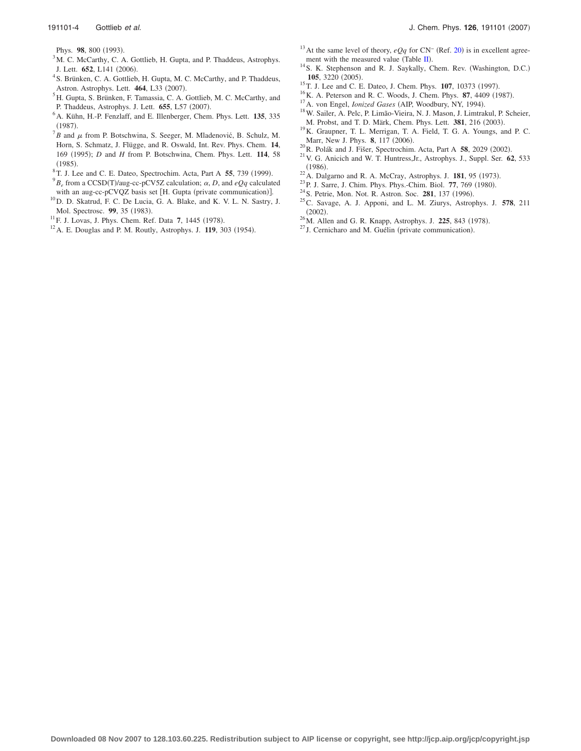Phys. **98**, 800 (1993).

[3] M. C. McCarthy, C. A. Gottlieb, H. Gupta, and P. Thaddeus, Astrophys. J. Lett. **652**, L141 (2006).

[4] S. Brünken, C. A. Gottlieb, H. Gupta, M. C. McCarthy, and P. Thaddeus, Astron. Astrophys. Lett. **464**, L33 (2007).

[5] H. Gupta, S. Brünken, F. Tamassia, C. A. Gottlieb, M. C. McCarthy, and P. Thaddeus, Astrophys. J. Lett. **655**, L57 (2007).

[6] A. Kühn, H.-P. Fenzlaff, and E. Illenberger, Chem. Phys. Lett. **135**, 335 (1987).

[7] $B$ and $\mu$ from P. Botschwina, S. Seeger, M. Mladenović, B. Schulz, M. Horn, S. Schmatz, J. Flügge, and R. Oswald, Int. Rev. Phys. Chem. **14**, 169 (1995); $D$ and $H$ from P. Botschwina, Chem. Phys. Lett. **114**, 58 (1985).

[8] T. J. Lee and C. E. Dateo, Spectrochim. Acta, Part A **55**, 739 (1999).

[9] $B_e$ from a CCSD(T)/aug-cc-pCV5Z calculation; $\alpha$, $D$, and $eQq$ calculated with an aug-cc-pCVQZ basis set [H. Gupta (private communication)].

[10] D. D. Skatrud, F. C. De Lucia, G. A. Blake, and K. V. L. N. Sastry, J. Mol. Spectrosc. **99**, 35 (1983).

[11] F. J. Lovas, J. Phys. Chem. Ref. Data **7**, 1445 (1978).

[12] A. E. Douglas and P. M. Routly, Astrophys. J. **119**, 303 (1954).

[13] At the same level of theory, $eQq$ for $CN^-$ (Ref. 20) is in excellent agreement with the measured value (Table II).

[14] S. K. Stephenson and R. J. Saykally, Chem. Rev. (Washington, D.C.) **105**, 3220 (2005).

[15] T. J. Lee and C. E. Dateo, J. Chem. Phys. **107**, 10373 (1997).

[16] K. A. Peterson and R. C. Woods, J. Chem. Phys. **87**, 4409 (1987).

[17] A. von Engel, *Ionized Gases* (AIP, Woodbury, NY, 1994).

[18] W. Sailer, A. Pelc, P. Limão-Vieira, N. J. Mason, J. Limtrakul, P. Scheier, M. Probst, and T. D. Märk, Chem. Phys. Lett. **381**, 216 (2003).

[19] K. Graupner, T. L. Merrigan, T. A. Field, T. G. A. Youngs, and P. C. Marr, New J. Phys. **8**, 117 (2006).

[20] R. Polák and J. Fišer, Spectrochim. Acta, Part A **58**, 2029 (2002).

[21] V. G. Anicich and W. T. Huntress,Jr., Astrophys. J., Suppl. Ser. **62**, 533 (1986).

[22] A. Dalgarno and R. A. McCray, Astrophys. J. **181**, 95 (1973).

[23] P. J. Sarre, J. Chim. Phys. Phys.-Chim. Biol. **77**, 769 (1980).

[24] S. Petrie, Mon. Not. R. Astron. Soc. **281**, 137 (1996).

[25] C. Savage, A. J. Apponi, and L. M. Ziurys, Astrophys. J. **578**, 211 (2002).

[26] M. Allen and G. R. Knapp, Astrophys. J. **225**, 843 (1978).

[27] J. Cernicharo and M. Guélin (private communication).